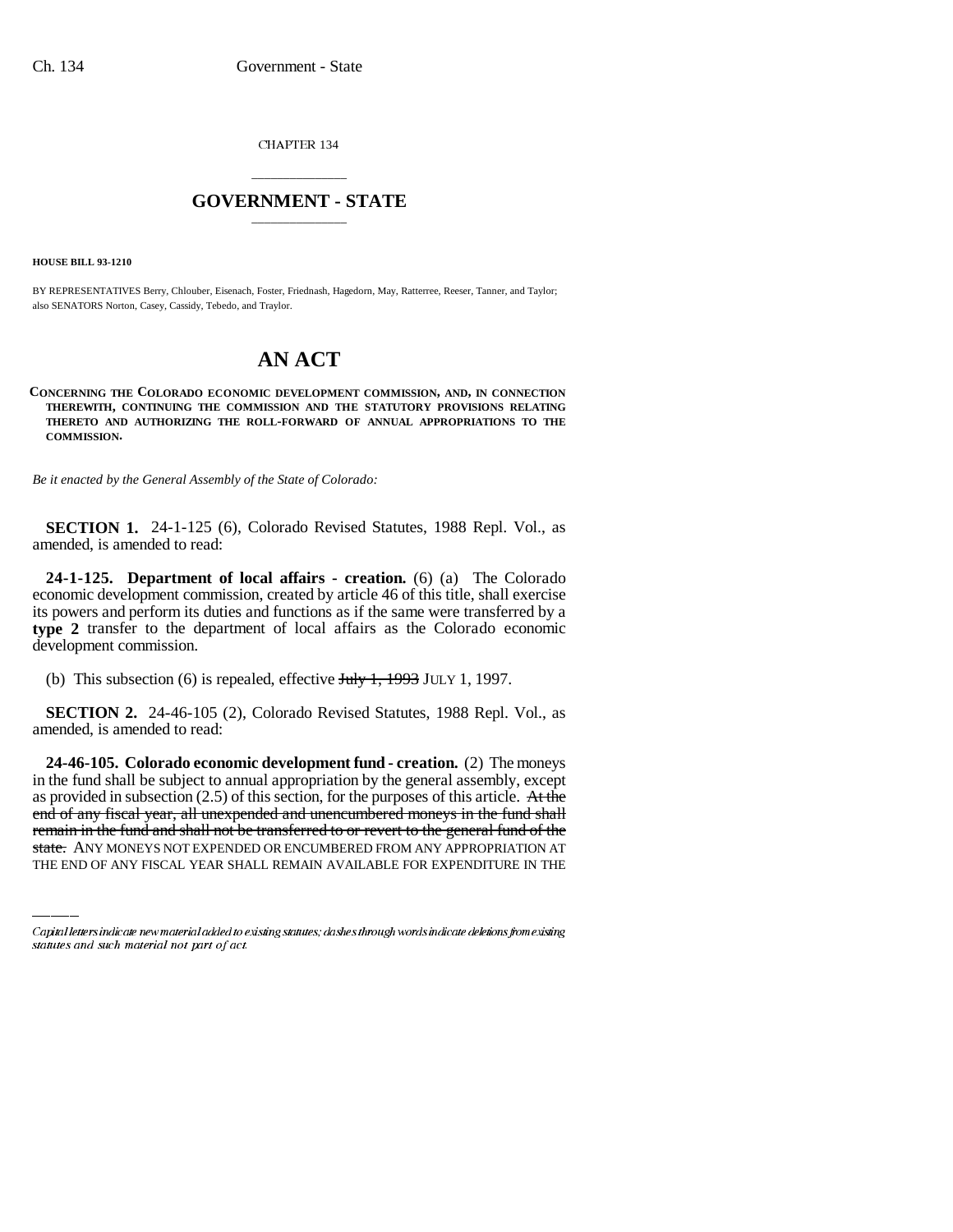CHAPTER 134

# GOVERNMENT - STATE

**HOUSE BILL 93-1210**

BY REPRESENTATIVES Berry, Chlouber, Eisenach, Foster, Friednash, Hagedorn, May, Ratterree, Reeser, Tanner, and Taylor; also SENATORS Norton, Casey, Cassidy, Tebedo, and Traylor.

# AN ACT

**CONCERNING THE COLORADO ECONOMIC DEVELOPMENT COMMISSION, AND, IN CONNECTION THEREWITH, CONTINUING THE COMMISSION AND THE STATUTORY PROVISIONS RELATING THERETO AND AUTHORIZING THE ROLL-FORWARD OF ANNUAL APPROPRIATIONS TO THE COMMISSION.**

*Be it enacted by the General Assembly of the State of Colorado:*

**SECTION 1.** 24-1-125 (6), Colorado Revised Statutes, 1988 Repl. Vol., as amended, is amended to read:

**24-1-125. Department of local affairs - creation.** (6) (a) The Colorado economic development commission, created by article 46 of this title, shall exercise its powers and perform its duties and functions as if the same were transferred by a **type 2** transfer to the department of local affairs as the Colorado economic development commission.

(b) This subsection (6) is repealed, effective ~~July 1, 1993~~ JULY 1, 1997.

**SECTION 2.** 24-46-105 (2), Colorado Revised Statutes, 1988 Repl. Vol., as amended, is amended to read:

**24-46-105. Colorado economic development fund - creation.** (2) The moneys in the fund shall be subject to annual appropriation by the general assembly, except as provided in subsection (2.5) of this section, for the purposes of this article. ~~At the end of any fiscal year, all unexpended and unencumbered moneys in the fund shall remain in the fund and shall not be transferred to or revert to the general fund of the state.~~ ANY MONEYS NOT EXPENDED OR ENCUMBERED FROM ANY APPROPRIATION AT THE END OF ANY FISCAL YEAR SHALL REMAIN AVAILABLE FOR EXPENDITURE IN THE

Capital letters indicate new material added to existing statutes; dashes through words indicate deletions from existing statutes and such material not part of act.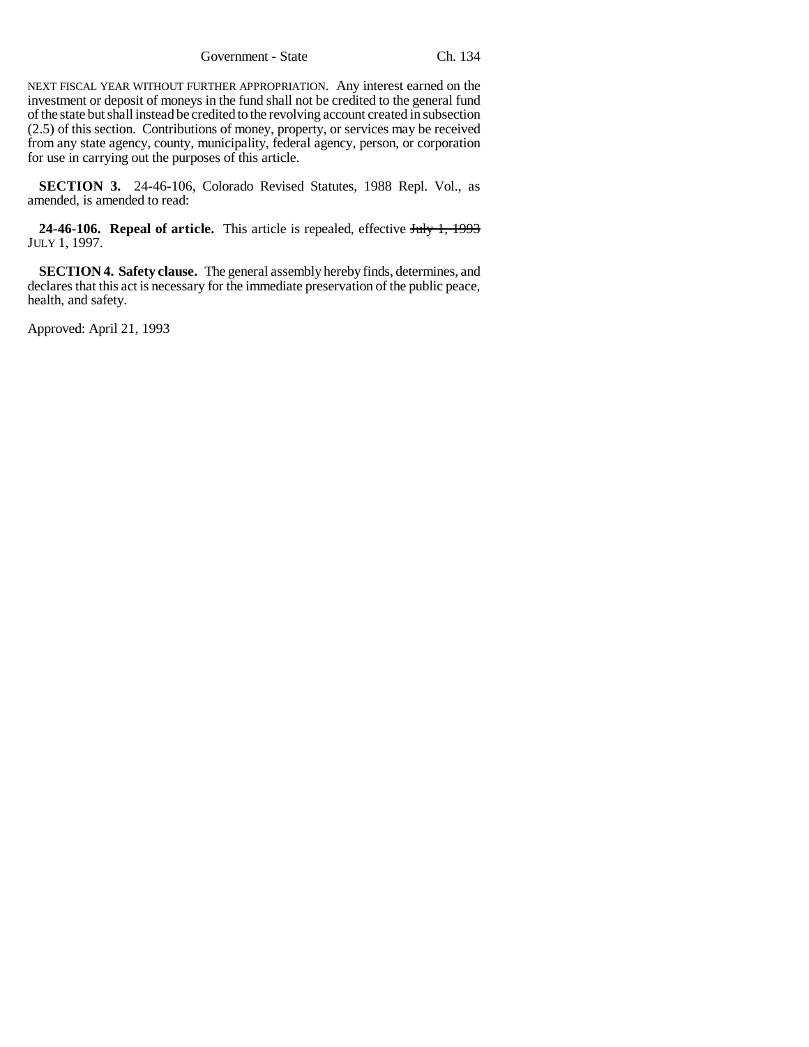NEXT FISCAL YEAR WITHOUT FURTHER APPROPRIATION. Any interest earned on the investment or deposit of moneys in the fund shall not be credited to the general fund of the state but shall instead be credited to the revolving account created in subsection (2.5) of this section. Contributions of money, property, or services may be received from any state agency, county, municipality, federal agency, person, or corporation for use in carrying out the purposes of this article.

**SECTION 3.** 24-46-106, Colorado Revised Statutes, 1988 Repl. Vol., as amended, is amended to read:

**24-46-106. Repeal of article.** This article is repealed, effective ~~July 1, 1993~~ JULY 1, 1997.

**SECTION 4. Safety clause.** The general assembly hereby finds, determines, and declares that this act is necessary for the immediate preservation of the public peace, health, and safety.

Approved: April 21, 1993